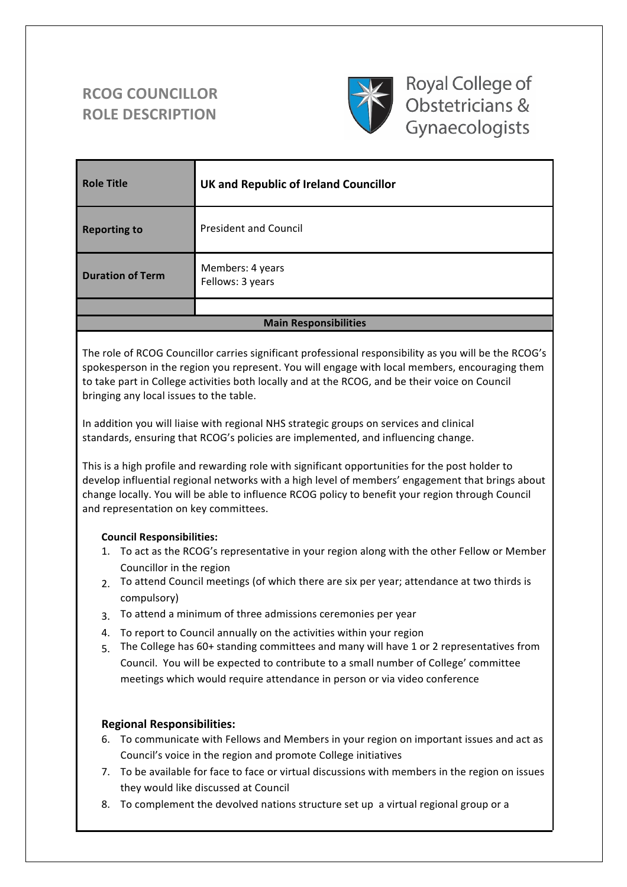# RCOG COUNCILLOR ROLE DESCRIPTION

Royal College of Obstetricians & Gynaecologists

| | |
|---|---|
| **Role Title** | **UK and Republic of Ireland Councillor** |
| **Reporting to** | President and Council |
| **Duration of Term** | Members: 4 years<br>Fellows: 3 years |
| | |

**Main Responsibilities**

The role of RCOG Councillor carries significant professional responsibility as you will be the RCOG's spokesperson in the region you represent. You will engage with local members, encouraging them to take part in College activities both locally and at the RCOG, and be their voice on Council bringing any local issues to the table.

In addition you will liaise with regional NHS strategic groups on services and clinical standards, ensuring that RCOG's policies are implemented, and influencing change.

This is a high profile and rewarding role with significant opportunities for the post holder to develop influential regional networks with a high level of members' engagement that brings about change locally. You will be able to influence RCOG policy to benefit your region through Council and representation on key committees.

**Council Responsibilities:**

1. To act as the RCOG's representative in your region along with the other Fellow or Member Councillor in the region
2. To attend Council meetings (of which there are six per year; attendance at two thirds is compulsory)
3. To attend a minimum of three admissions ceremonies per year
4. To report to Council annually on the activities within your region
5. The College has 60+ standing committees and many will have 1 or 2 representatives from Council. You will be expected to contribute to a small number of College' committee meetings which would require attendance in person or via video conference

**Regional Responsibilities:**

6. To communicate with Fellows and Members in your region on important issues and act as Council's voice in the region and promote College initiatives
7. To be available for face to face or virtual discussions with members in the region on issues they would like discussed at Council
8. To complement the devolved nations structure set up a virtual regional group or a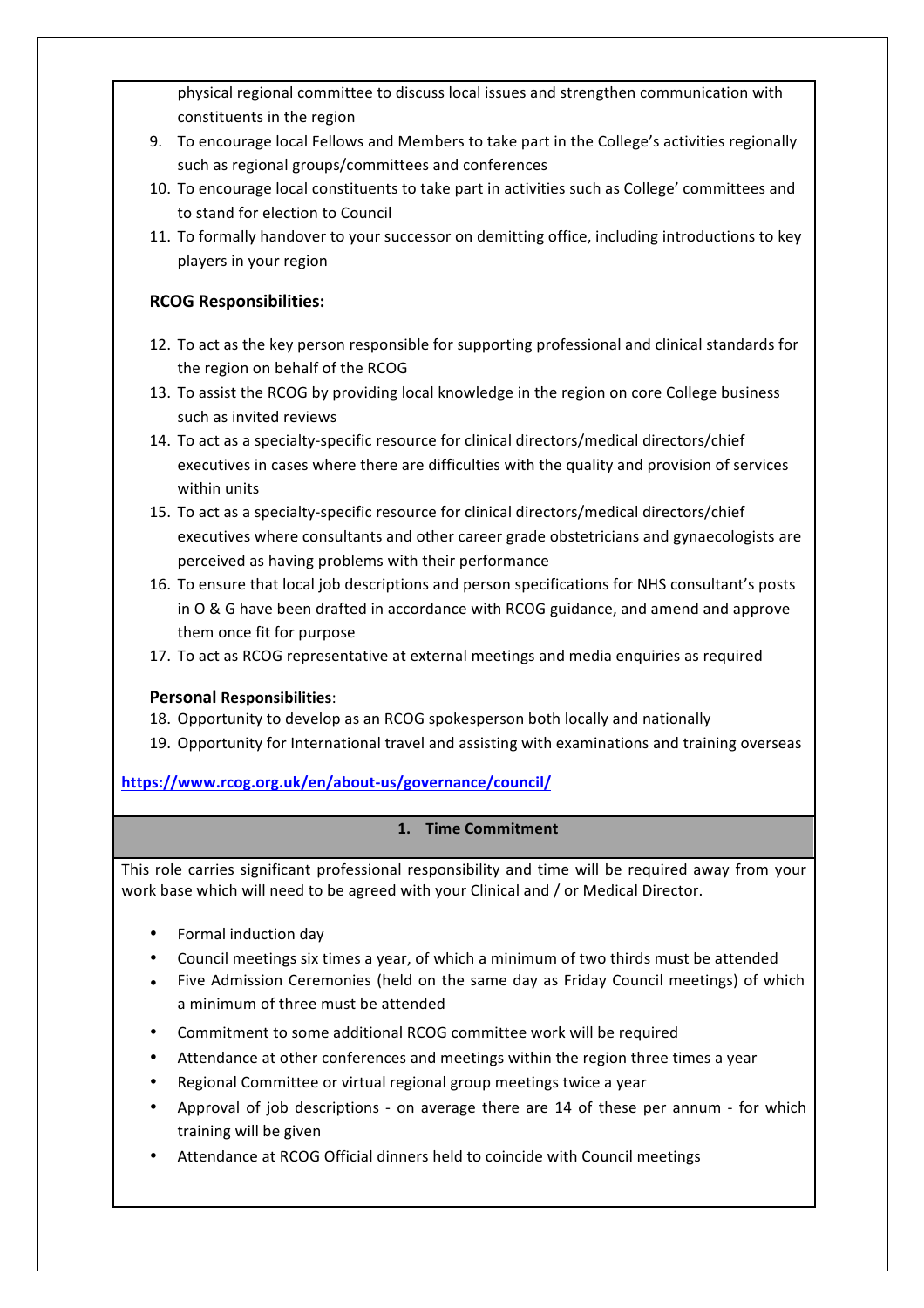physical regional committee to discuss local issues and strengthen communication with constituents in the region

9. To encourage local Fellows and Members to take part in the College's activities regionally such as regional groups/committees and conferences
10. To encourage local constituents to take part in activities such as College' committees and to stand for election to Council
11. To formally handover to your successor on demitting office, including introductions to key players in your region

**RCOG Responsibilities:**

12. To act as the key person responsible for supporting professional and clinical standards for the region on behalf of the RCOG
13. To assist the RCOG by providing local knowledge in the region on core College business such as invited reviews
14. To act as a specialty-specific resource for clinical directors/medical directors/chief executives in cases where there are difficulties with the quality and provision of services within units
15. To act as a specialty-specific resource for clinical directors/medical directors/chief executives where consultants and other career grade obstetricians and gynaecologists are perceived as having problems with their performance
16. To ensure that local job descriptions and person specifications for NHS consultant's posts in O & G have been drafted in accordance with RCOG guidance, and amend and approve them once fit for purpose
17. To act as RCOG representative at external meetings and media enquiries as required

**Personal Responsibilities**:

18. Opportunity to develop as an RCOG spokesperson both locally and nationally
19. Opportunity for International travel and assisting with examinations and training overseas

https://www.rcog.org.uk/en/about-us/governance/council/

## 1. Time Commitment

This role carries significant professional responsibility and time will be required away from your work base which will need to be agreed with your Clinical and / or Medical Director.

- Formal induction day
- Council meetings six times a year, of which a minimum of two thirds must be attended
- Five Admission Ceremonies (held on the same day as Friday Council meetings) of which a minimum of three must be attended
- Commitment to some additional RCOG committee work will be required
- Attendance at other conferences and meetings within the region three times a year
- Regional Committee or virtual regional group meetings twice a year
- Approval of job descriptions - on average there are 14 of these per annum - for which training will be given
- Attendance at RCOG Official dinners held to coincide with Council meetings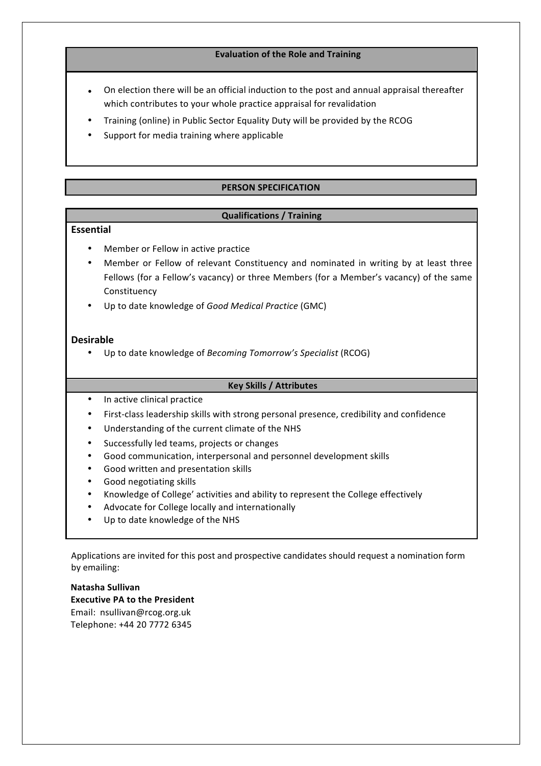## Evaluation of the Role and Training

- On election there will be an official induction to the post and annual appraisal thereafter which contributes to your whole practice appraisal for revalidation
- Training (online) in Public Sector Equality Duty will be provided by the RCOG
- Support for media training where applicable

## PERSON SPECIFICATION

### Qualifications / Training

**Essential**

- Member or Fellow in active practice
- Member or Fellow of relevant Constituency and nominated in writing by at least three Fellows (for a Fellow's vacancy) or three Members (for a Member's vacancy) of the same Constituency
- Up to date knowledge of *Good Medical Practice* (GMC)

**Desirable**

- Up to date knowledge of *Becoming Tomorrow's Specialist* (RCOG)

### Key Skills / Attributes

- In active clinical practice
- First-class leadership skills with strong personal presence, credibility and confidence
- Understanding of the current climate of the NHS
- Successfully led teams, projects or changes
- Good communication, interpersonal and personnel development skills
- Good written and presentation skills
- Good negotiating skills
- Knowledge of College' activities and ability to represent the College effectively
- Advocate for College locally and internationally
- Up to date knowledge of the NHS

Applications are invited for this post and prospective candidates should request a nomination form by emailing:

**Natasha Sullivan**
**Executive PA to the President**
Email: nsullivan@rcog.org.uk
Telephone: +44 20 7772 6345